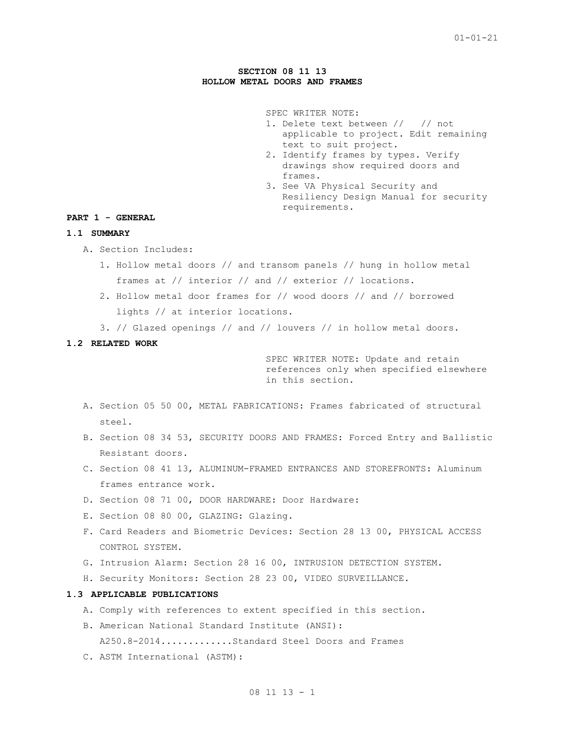# SECTION 08 11 13
# HOLLOW METAL DOORS AND FRAMES

SPEC WRITER NOTE:
1. Delete text between // // not applicable to project. Edit remaining text to suit project.
2. Identify frames by types. Verify drawings show required doors and frames.
3. See VA Physical Security and Resiliency Design Manual for security requirements.

## PART 1 - GENERAL

### 1.1 SUMMARY

A. Section Includes:

1. Hollow metal doors // and transom panels // hung in hollow metal frames at // interior // and // exterior // locations.
2. Hollow metal door frames for // wood doors // and // borrowed lights // at interior locations.
3. // Glazed openings // and // louvers // in hollow metal doors.

### 1.2 RELATED WORK

SPEC WRITER NOTE: Update and retain references only when specified elsewhere in this section.

A. Section 05 50 00, METAL FABRICATIONS: Frames fabricated of structural steel.

B. Section 08 34 53, SECURITY DOORS AND FRAMES: Forced Entry and Ballistic Resistant doors.

C. Section 08 41 13, ALUMINUM-FRAMED ENTRANCES AND STOREFRONTS: Aluminum frames entrance work.

D. Section 08 71 00, DOOR HARDWARE: Door Hardware:

E. Section 08 80 00, GLAZING: Glazing.

F. Card Readers and Biometric Devices: Section 28 13 00, PHYSICAL ACCESS CONTROL SYSTEM.

G. Intrusion Alarm: Section 28 16 00, INTRUSION DETECTION SYSTEM.

H. Security Monitors: Section 28 23 00, VIDEO SURVEILLANCE.

### 1.3 APPLICABLE PUBLICATIONS

A. Comply with references to extent specified in this section.

B. American National Standard Institute (ANSI):

A250.8-2014............Standard Steel Doors and Frames

C. ASTM International (ASTM):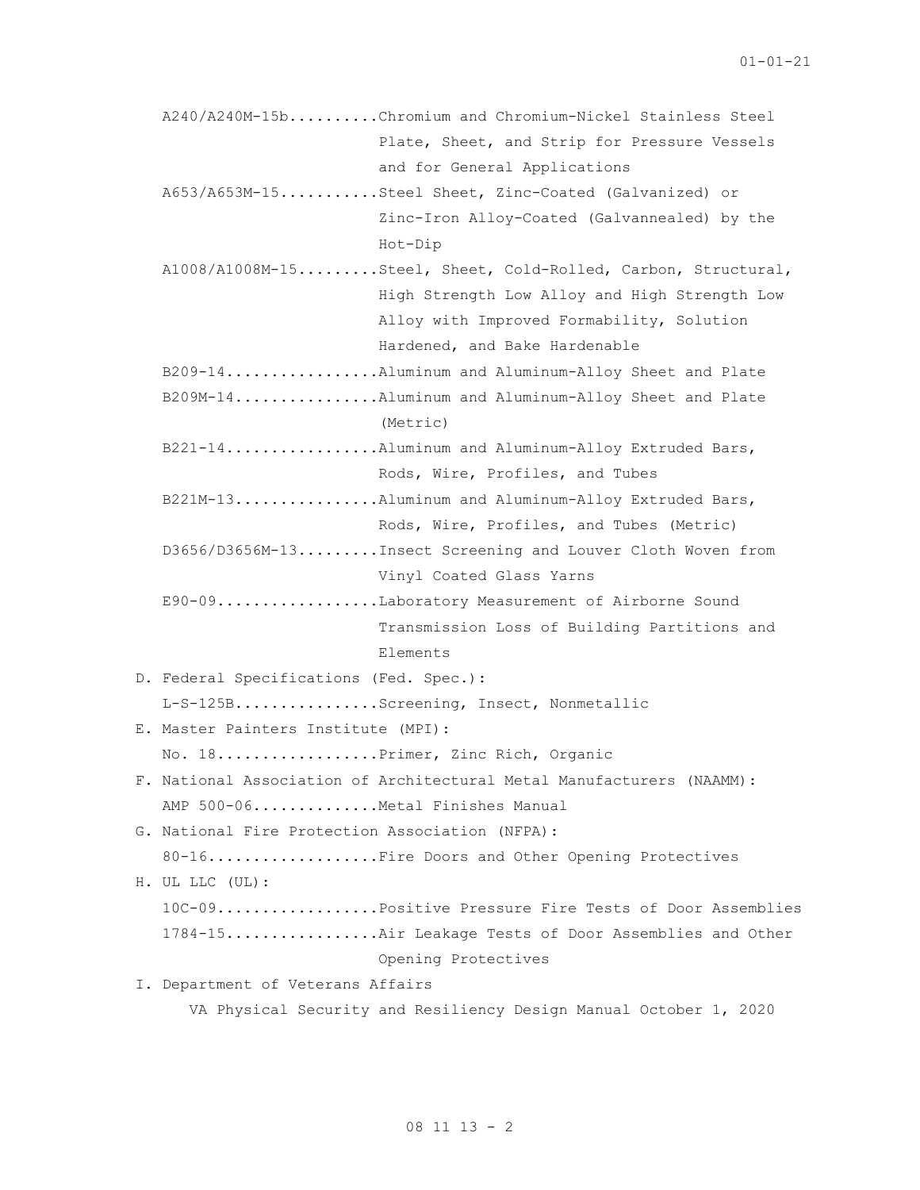A240/A240M-15b..........Chromium and Chromium-Nickel Stainless Steel Plate, Sheet, and Strip for Pressure Vessels and for General Applications

A653/A653M-15...........Steel Sheet, Zinc-Coated (Galvanized) or Zinc-Iron Alloy-Coated (Galvannealed) by the Hot-Dip

A1008/A1008M-15.........Steel, Sheet, Cold-Rolled, Carbon, Structural, High Strength Low Alloy and High Strength Low Alloy with Improved Formability, Solution Hardened, and Bake Hardenable

B209-14.................Aluminum and Aluminum-Alloy Sheet and Plate

B209M-14................Aluminum and Aluminum-Alloy Sheet and Plate (Metric)

B221-14.................Aluminum and Aluminum-Alloy Extruded Bars, Rods, Wire, Profiles, and Tubes

B221M-13................Aluminum and Aluminum-Alloy Extruded Bars, Rods, Wire, Profiles, and Tubes (Metric)

D3656/D3656M-13.........Insect Screening and Louver Cloth Woven from Vinyl Coated Glass Yarns

E90-09..................Laboratory Measurement of Airborne Sound Transmission Loss of Building Partitions and Elements

D. Federal Specifications (Fed. Spec.):

L-S-125B................Screening, Insect, Nonmetallic

E. Master Painters Institute (MPI):

No. 18..................Primer, Zinc Rich, Organic

F. National Association of Architectural Metal Manufacturers (NAAMM):

AMP 500-06.............Metal Finishes Manual

G. National Fire Protection Association (NFPA):

80-16...................Fire Doors and Other Opening Protectives

H. UL LLC (UL):

10C-09.................Positive Pressure Fire Tests of Door Assemblies

1784-15.................Air Leakage Tests of Door Assemblies and Other Opening Protectives

I. Department of Veterans Affairs

VA Physical Security and Resiliency Design Manual October 1, 2020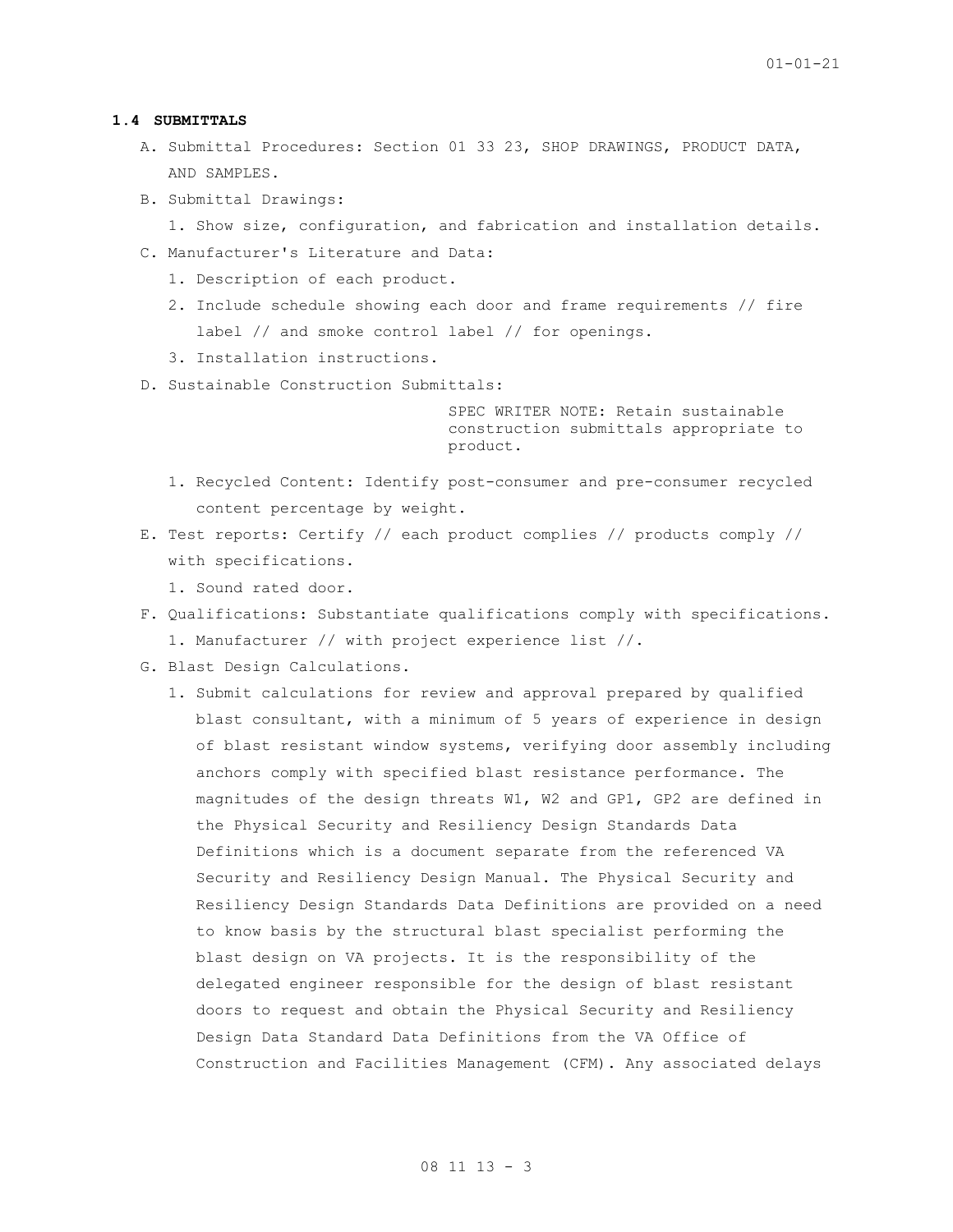### 1.4 SUBMITTALS

A. Submittal Procedures: Section 01 33 23, SHOP DRAWINGS, PRODUCT DATA, AND SAMPLES.

B. Submittal Drawings:

1. Show size, configuration, and fabrication and installation details.

C. Manufacturer's Literature and Data:

1. Description of each product.
2. Include schedule showing each door and frame requirements // fire label // and smoke control label // for openings.
3. Installation instructions.

D. Sustainable Construction Submittals:

SPEC WRITER NOTE: Retain sustainable construction submittals appropriate to product.

1. Recycled Content: Identify post-consumer and pre-consumer recycled content percentage by weight.

E. Test reports: Certify // each product complies // products comply // with specifications.

1. Sound rated door.

F. Qualifications: Substantiate qualifications comply with specifications.

1. Manufacturer // with project experience list //.

G. Blast Design Calculations.

1. Submit calculations for review and approval prepared by qualified blast consultant, with a minimum of 5 years of experience in design of blast resistant window systems, verifying door assembly including anchors comply with specified blast resistance performance. The magnitudes of the design threats W1, W2 and GP1, GP2 are defined in the Physical Security and Resiliency Design Standards Data Definitions which is a document separate from the referenced VA Security and Resiliency Design Manual. The Physical Security and Resiliency Design Standards Data Definitions are provided on a need to know basis by the structural blast specialist performing the blast design on VA projects. It is the responsibility of the delegated engineer responsible for the design of blast resistant doors to request and obtain the Physical Security and Resiliency Design Data Standard Data Definitions from the VA Office of Construction and Facilities Management (CFM). Any associated delays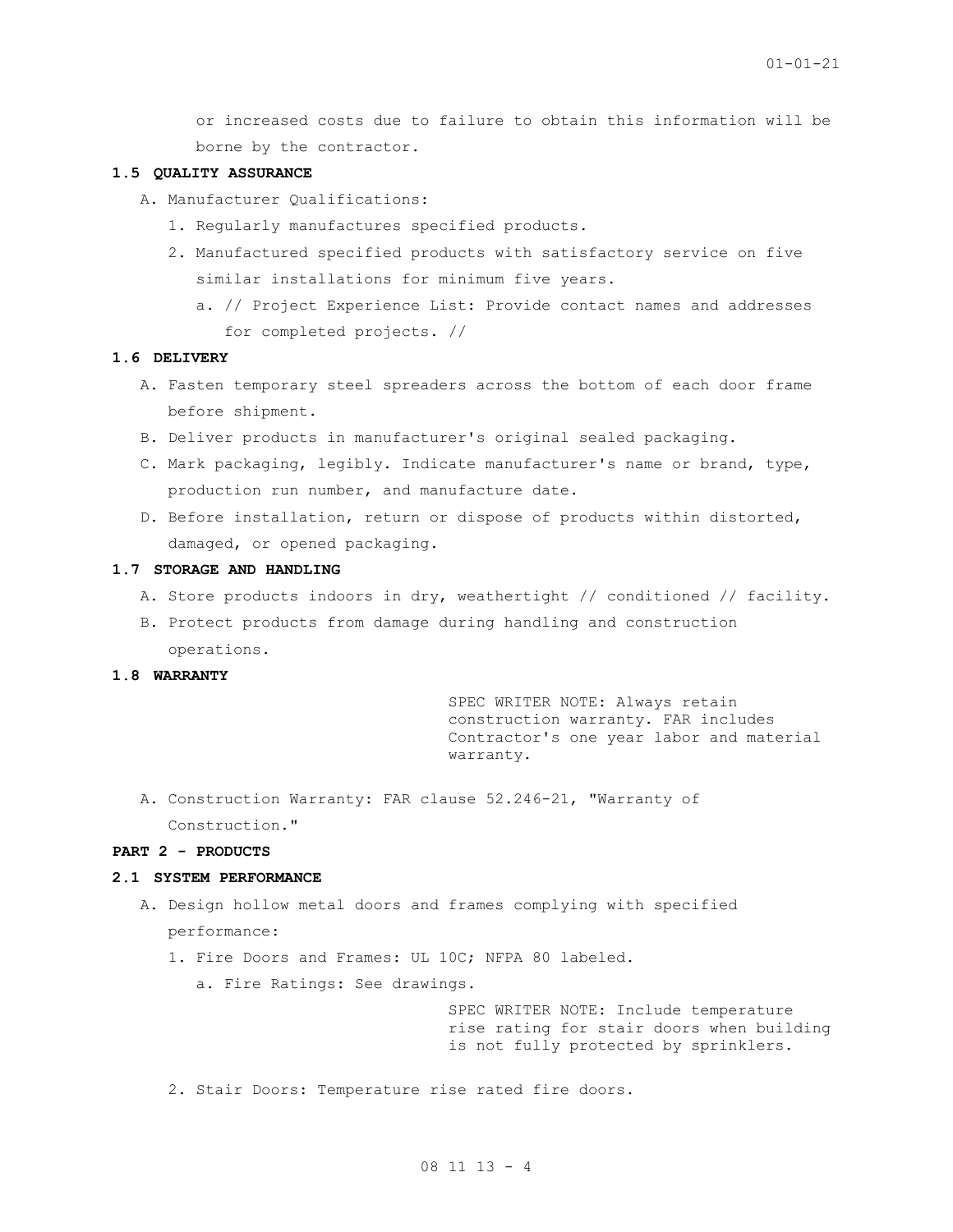or increased costs due to failure to obtain this information will be borne by the contractor.

### 1.5 QUALITY ASSURANCE

A. Manufacturer Qualifications:

1. Regularly manufactures specified products.
2. Manufactured specified products with satisfactory service on five similar installations for minimum five years.
   a. // Project Experience List: Provide contact names and addresses for completed projects. //

### 1.6 DELIVERY

A. Fasten temporary steel spreaders across the bottom of each door frame before shipment.

B. Deliver products in manufacturer's original sealed packaging.

C. Mark packaging, legibly. Indicate manufacturer's name or brand, type, production run number, and manufacture date.

D. Before installation, return or dispose of products within distorted, damaged, or opened packaging.

### 1.7 STORAGE AND HANDLING

A. Store products indoors in dry, weathertight // conditioned // facility.

B. Protect products from damage during handling and construction operations.

### 1.8 WARRANTY

SPEC WRITER NOTE: Always retain construction warranty. FAR includes Contractor's one year labor and material warranty.

A. Construction Warranty: FAR clause 52.246-21, "Warranty of Construction."

## PART 2 - PRODUCTS

### 2.1 SYSTEM PERFORMANCE

A. Design hollow metal doors and frames complying with specified performance:

1. Fire Doors and Frames: UL 10C; NFPA 80 labeled.
   a. Fire Ratings: See drawings.

SPEC WRITER NOTE: Include temperature rise rating for stair doors when building is not fully protected by sprinklers.

2. Stair Doors: Temperature rise rated fire doors.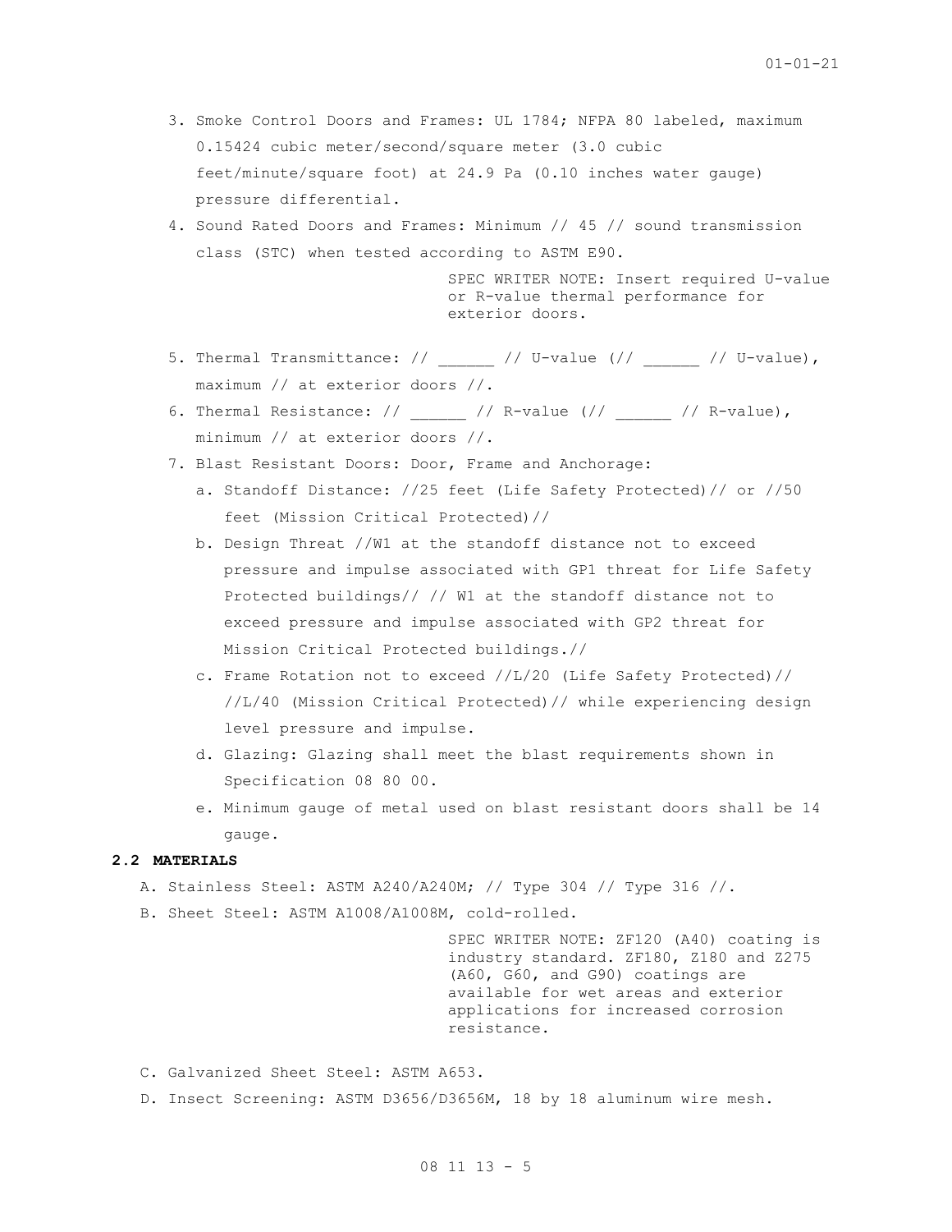3. Smoke Control Doors and Frames: UL 1784; NFPA 80 labeled, maximum 0.15424 cubic meter/second/square meter (3.0 cubic feet/minute/square foot) at 24.9 Pa (0.10 inches water gauge) pressure differential.
4. Sound Rated Doors and Frames: Minimum // 45 // sound transmission class (STC) when tested according to ASTM E90.

   SPEC WRITER NOTE: Insert required U-value or R-value thermal performance for exterior doors.

5. Thermal Transmittance: // ______ // U-value (// ______ // U-value), maximum // at exterior doors //.
6. Thermal Resistance: // ______ // R-value (// ______ // R-value), minimum // at exterior doors //.
7. Blast Resistant Doors: Door, Frame and Anchorage:
   a. Standoff Distance: //25 feet (Life Safety Protected)// or //50 feet (Mission Critical Protected)//
   b. Design Threat //W1 at the standoff distance not to exceed pressure and impulse associated with GP1 threat for Life Safety Protected buildings// // W1 at the standoff distance not to exceed pressure and impulse associated with GP2 threat for Mission Critical Protected buildings.//
   c. Frame Rotation not to exceed //L/20 (Life Safety Protected)// //L/40 (Mission Critical Protected)// while experiencing design level pressure and impulse.
   d. Glazing: Glazing shall meet the blast requirements shown in Specification 08 80 00.
   e. Minimum gauge of metal used on blast resistant doors shall be 14 gauge.

## 2.2 MATERIALS

A. Stainless Steel: ASTM A240/A240M; // Type 304 // Type 316 //.

B. Sheet Steel: ASTM A1008/A1008M, cold-rolled.

   SPEC WRITER NOTE: ZF120 (A40) coating is industry standard. ZF180, Z180 and Z275 (A60, G60, and G90) coatings are available for wet areas and exterior applications for increased corrosion resistance.

C. Galvanized Sheet Steel: ASTM A653.

D. Insect Screening: ASTM D3656/D3656M, 18 by 18 aluminum wire mesh.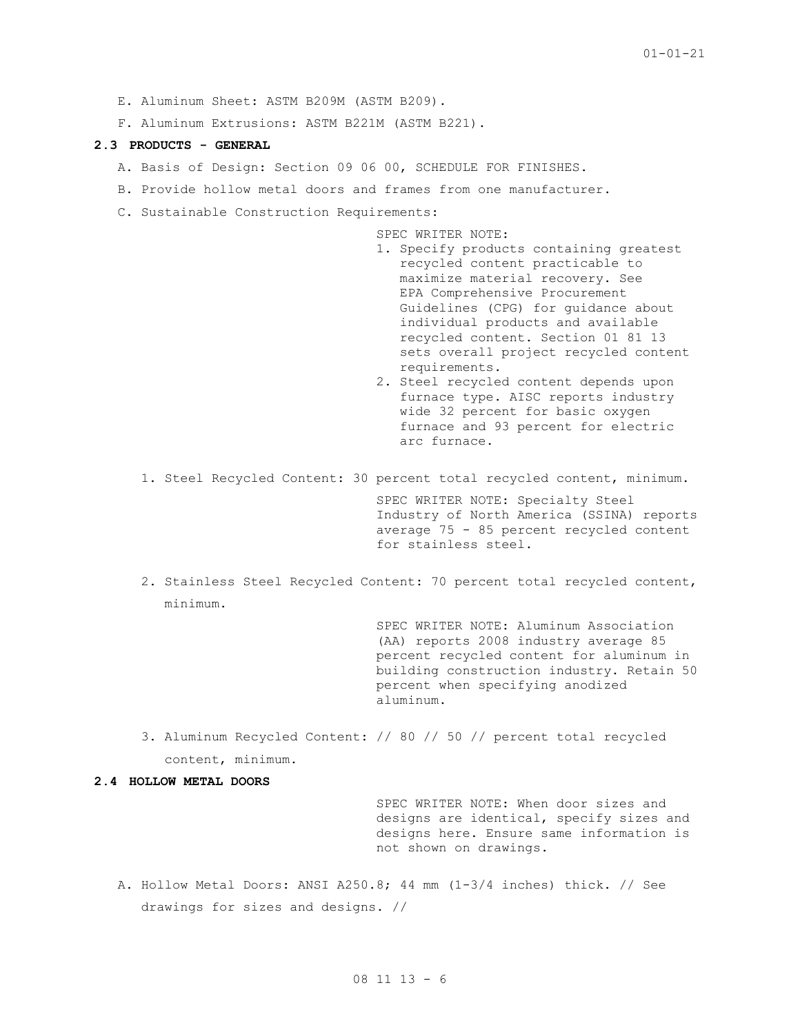E. Aluminum Sheet: ASTM B209M (ASTM B209).

F. Aluminum Extrusions: ASTM B221M (ASTM B221).

## 2.3 PRODUCTS - GENERAL

A. Basis of Design: Section 09 06 00, SCHEDULE FOR FINISHES.

B. Provide hollow metal doors and frames from one manufacturer.

C. Sustainable Construction Requirements:

SPEC WRITER NOTE:
1. Specify products containing greatest recycled content practicable to maximize material recovery. See EPA Comprehensive Procurement Guidelines (CPG) for guidance about individual products and available recycled content. Section 01 81 13 sets overall project recycled content requirements.
2. Steel recycled content depends upon furnace type. AISC reports industry wide 32 percent for basic oxygen furnace and 93 percent for electric arc furnace.

1. Steel Recycled Content: 30 percent total recycled content, minimum.

SPEC WRITER NOTE: Specialty Steel Industry of North America (SSINA) reports average 75 - 85 percent recycled content for stainless steel.

2. Stainless Steel Recycled Content: 70 percent total recycled content, minimum.

SPEC WRITER NOTE: Aluminum Association (AA) reports 2008 industry average 85 percent recycled content for aluminum in building construction industry. Retain 50 percent when specifying anodized aluminum.

3. Aluminum Recycled Content: // 80 // 50 // percent total recycled content, minimum.

## 2.4 HOLLOW METAL DOORS

SPEC WRITER NOTE: When door sizes and designs are identical, specify sizes and designs here. Ensure same information is not shown on drawings.

A. Hollow Metal Doors: ANSI A250.8; 44 mm (1-3/4 inches) thick. // See drawings for sizes and designs. //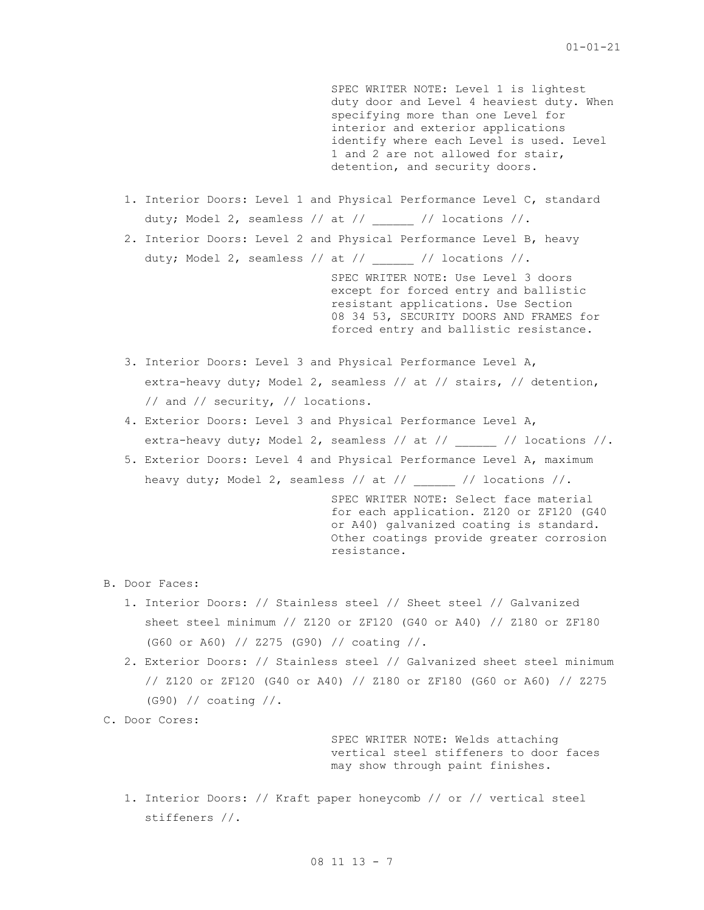SPEC WRITER NOTE: Level 1 is lightest duty door and Level 4 heaviest duty. When specifying more than one Level for interior and exterior applications identify where each Level is used. Level 1 and 2 are not allowed for stair, detention, and security doors.

1. Interior Doors: Level 1 and Physical Performance Level C, standard duty; Model 2, seamless // at // ______ // locations //.
2. Interior Doors: Level 2 and Physical Performance Level B, heavy duty; Model 2, seamless // at // ______ // locations //.

SPEC WRITER NOTE: Use Level 3 doors except for forced entry and ballistic resistant applications. Use Section 08 34 53, SECURITY DOORS AND FRAMES for forced entry and ballistic resistance.

3. Interior Doors: Level 3 and Physical Performance Level A, extra-heavy duty; Model 2, seamless // at // stairs, // detention, // and // security, // locations.
4. Exterior Doors: Level 3 and Physical Performance Level A, extra-heavy duty; Model 2, seamless // at // ______ // locations //.
5. Exterior Doors: Level 4 and Physical Performance Level A, maximum heavy duty; Model 2, seamless // at // ______ // locations //.

SPEC WRITER NOTE: Select face material for each application. Z120 or ZF120 (G40 or A40) galvanized coating is standard. Other coatings provide greater corrosion resistance.

B. Door Faces:
   1. Interior Doors: // Stainless steel // Sheet steel // Galvanized sheet steel minimum // Z120 or ZF120 (G40 or A40) // Z180 or ZF180 (G60 or A60) // Z275 (G90) // coating //.
   2. Exterior Doors: // Stainless steel // Galvanized sheet steel minimum // Z120 or ZF120 (G40 or A40) // Z180 or ZF180 (G60 or A60) // Z275 (G90) // coating //.

C. Door Cores:

SPEC WRITER NOTE: Welds attaching vertical steel stiffeners to door faces may show through paint finishes.

   1. Interior Doors: // Kraft paper honeycomb // or // vertical steel stiffeners //.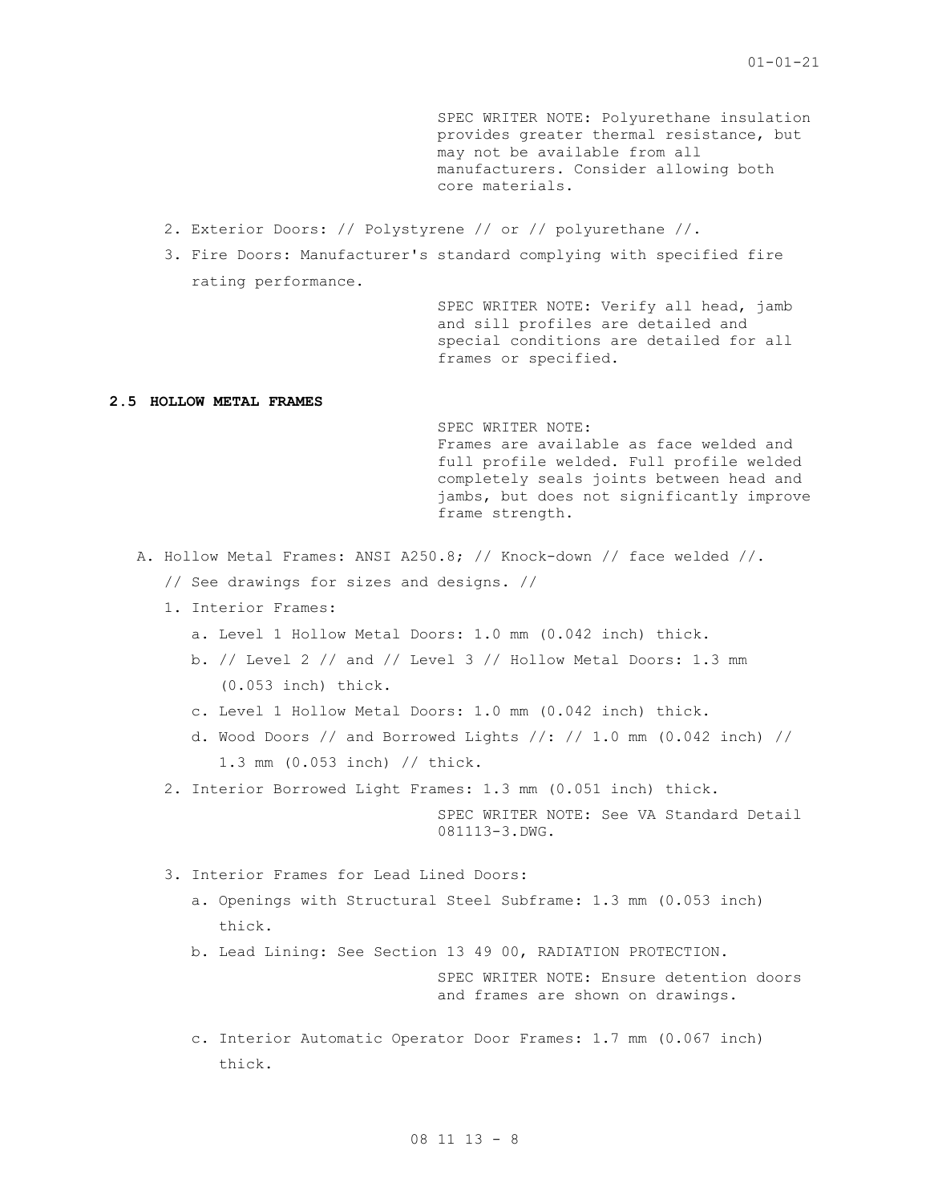SPEC WRITER NOTE: Polyurethane insulation provides greater thermal resistance, but may not be available from all manufacturers. Consider allowing both core materials.

2. Exterior Doors: // Polystyrene // or // polyurethane //.
3. Fire Doors: Manufacturer's standard complying with specified fire rating performance.

SPEC WRITER NOTE: Verify all head, jamb and sill profiles are detailed and special conditions are detailed for all frames or specified.

## 2.5 HOLLOW METAL FRAMES

SPEC WRITER NOTE:
Frames are available as face welded and full profile welded. Full profile welded completely seals joints between head and jambs, but does not significantly improve frame strength.

A. Hollow Metal Frames: ANSI A250.8; // Knock-down // face welded //. // See drawings for sizes and designs. //
   1. Interior Frames:
      a. Level 1 Hollow Metal Doors: 1.0 mm (0.042 inch) thick.
      b. // Level 2 // and // Level 3 // Hollow Metal Doors: 1.3 mm (0.053 inch) thick.
      c. Level 1 Hollow Metal Doors: 1.0 mm (0.042 inch) thick.
      d. Wood Doors // and Borrowed Lights //: // 1.0 mm (0.042 inch) // 1.3 mm (0.053 inch) // thick.
   2. Interior Borrowed Light Frames: 1.3 mm (0.051 inch) thick.

SPEC WRITER NOTE: See VA Standard Detail 081113-3.DWG.

   3. Interior Frames for Lead Lined Doors:
      a. Openings with Structural Steel Subframe: 1.3 mm (0.053 inch) thick.
      b. Lead Lining: See Section 13 49 00, RADIATION PROTECTION.

SPEC WRITER NOTE: Ensure detention doors and frames are shown on drawings.

      c. Interior Automatic Operator Door Frames: 1.7 mm (0.067 inch) thick.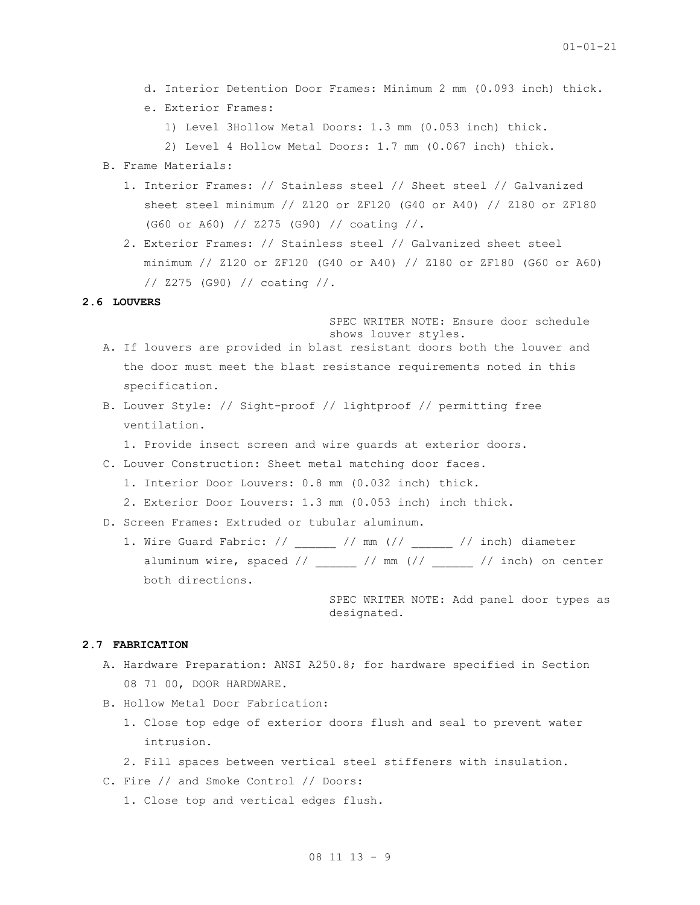d. Interior Detention Door Frames: Minimum 2 mm (0.093 inch) thick.

e. Exterior Frames:

1) Level 3Hollow Metal Doors: 1.3 mm (0.053 inch) thick.

2) Level 4 Hollow Metal Doors: 1.7 mm (0.067 inch) thick.

B. Frame Materials:

1. Interior Frames: // Stainless steel // Sheet steel // Galvanized sheet steel minimum // Z120 or ZF120 (G40 or A40) // Z180 or ZF180 (G60 or A60) // Z275 (G90) // coating //.

2. Exterior Frames: // Stainless steel // Galvanized sheet steel minimum // Z120 or ZF120 (G40 or A40) // Z180 or ZF180 (G60 or A60) // Z275 (G90) // coating //.

**2.6 LOUVERS**

SPEC WRITER NOTE: Ensure door schedule shows louver styles.

A. If louvers are provided in blast resistant doors both the louver and the door must meet the blast resistance requirements noted in this specification.

B. Louver Style: // Sight-proof // lightproof // permitting free ventilation.

1. Provide insect screen and wire guards at exterior doors.

C. Louver Construction: Sheet metal matching door faces.

1. Interior Door Louvers: 0.8 mm (0.032 inch) thick.

2. Exterior Door Louvers: 1.3 mm (0.053 inch) inch thick.

D. Screen Frames: Extruded or tubular aluminum.

1. Wire Guard Fabric: // ______ // mm (// ______ // inch) diameter aluminum wire, spaced // ______ // mm (// ______ // inch) on center both directions.

SPEC WRITER NOTE: Add panel door types as designated.

**2.7 FABRICATION**

A. Hardware Preparation: ANSI A250.8; for hardware specified in Section 08 71 00, DOOR HARDWARE.

B. Hollow Metal Door Fabrication:

1. Close top edge of exterior doors flush and seal to prevent water intrusion.

2. Fill spaces between vertical steel stiffeners with insulation.

C. Fire // and Smoke Control // Doors:

1. Close top and vertical edges flush.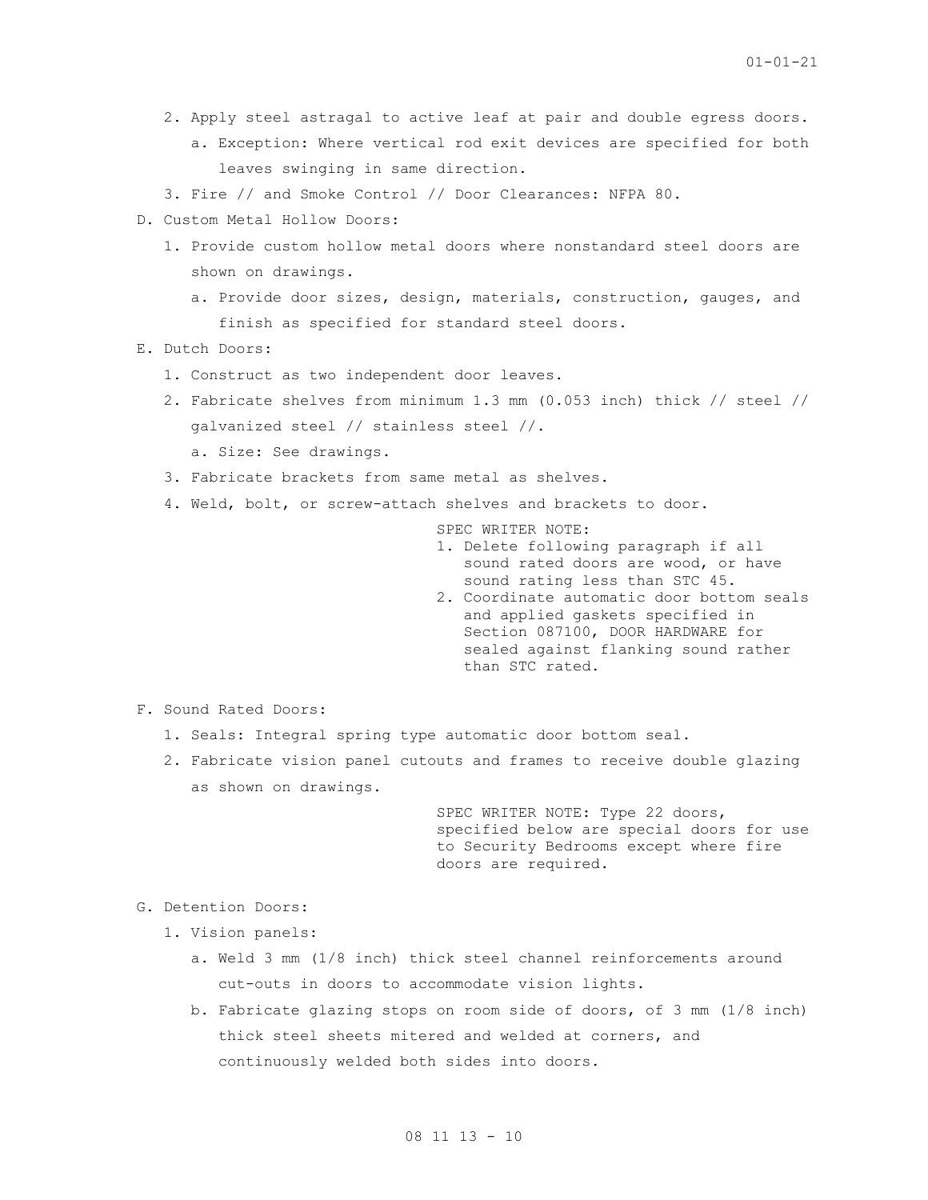2. Apply steel astragal to active leaf at pair and double egress doors.
   a. Exception: Where vertical rod exit devices are specified for both leaves swinging in same direction.
3. Fire // and Smoke Control // Door Clearances: NFPA 80.

D. Custom Metal Hollow Doors:
   1. Provide custom hollow metal doors where nonstandard steel doors are shown on drawings.
      a. Provide door sizes, design, materials, construction, gauges, and finish as specified for standard steel doors.

E. Dutch Doors:
   1. Construct as two independent door leaves.
   2. Fabricate shelves from minimum 1.3 mm (0.053 inch) thick // steel // galvanized steel // stainless steel //.
      a. Size: See drawings.
   3. Fabricate brackets from same metal as shelves.
   4. Weld, bolt, or screw-attach shelves and brackets to door.

> SPEC WRITER NOTE:
> 1. Delete following paragraph if all sound rated doors are wood, or have sound rating less than STC 45.
> 2. Coordinate automatic door bottom seals and applied gaskets specified in Section 087100, DOOR HARDWARE for sealed against flanking sound rather than STC rated.

F. Sound Rated Doors:
   1. Seals: Integral spring type automatic door bottom seal.
   2. Fabricate vision panel cutouts and frames to receive double glazing as shown on drawings.

> SPEC WRITER NOTE: Type 22 doors, specified below are special doors for use to Security Bedrooms except where fire doors are required.

G. Detention Doors:
   1. Vision panels:
      a. Weld 3 mm (1/8 inch) thick steel channel reinforcements around cut-outs in doors to accommodate vision lights.
      b. Fabricate glazing stops on room side of doors, of 3 mm (1/8 inch) thick steel sheets mitered and welded at corners, and continuously welded both sides into doors.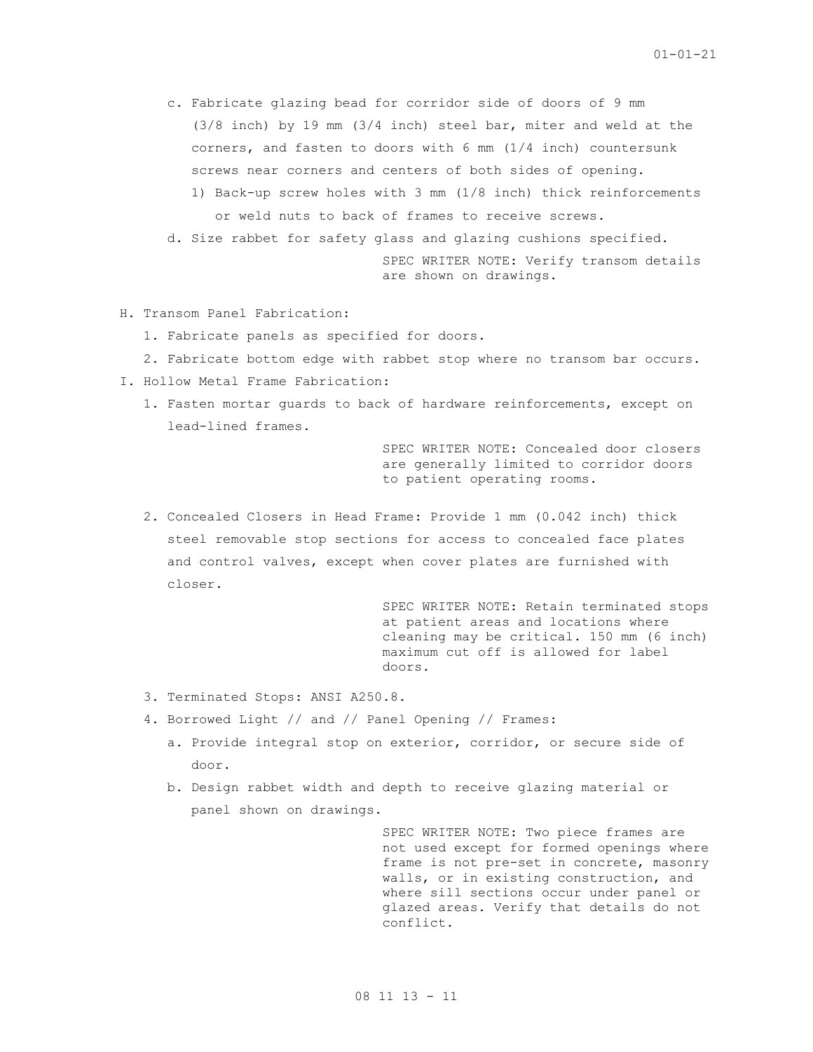c. Fabricate glazing bead for corridor side of doors of 9 mm (3/8 inch) by 19 mm (3/4 inch) steel bar, miter and weld at the corners, and fasten to doors with 6 mm (1/4 inch) countersunk screws near corners and centers of both sides of opening.

   1) Back-up screw holes with 3 mm (1/8 inch) thick reinforcements or weld nuts to back of frames to receive screws.

d. Size rabbet for safety glass and glazing cushions specified.

SPEC WRITER NOTE: Verify transom details are shown on drawings.

H. Transom Panel Fabrication:

1. Fabricate panels as specified for doors.
2. Fabricate bottom edge with rabbet stop where no transom bar occurs.

I. Hollow Metal Frame Fabrication:

1. Fasten mortar guards to back of hardware reinforcements, except on lead-lined frames.

SPEC WRITER NOTE: Concealed door closers are generally limited to corridor doors to patient operating rooms.

2. Concealed Closers in Head Frame: Provide 1 mm (0.042 inch) thick steel removable stop sections for access to concealed face plates and control valves, except when cover plates are furnished with closer.

SPEC WRITER NOTE: Retain terminated stops at patient areas and locations where cleaning may be critical. 150 mm (6 inch) maximum cut off is allowed for label doors.

3. Terminated Stops: ANSI A250.8.
4. Borrowed Light // and // Panel Opening // Frames:

   a. Provide integral stop on exterior, corridor, or secure side of door.
   b. Design rabbet width and depth to receive glazing material or panel shown on drawings.

SPEC WRITER NOTE: Two piece frames are not used except for formed openings where frame is not pre-set in concrete, masonry walls, or in existing construction, and where sill sections occur under panel or glazed areas. Verify that details do not conflict.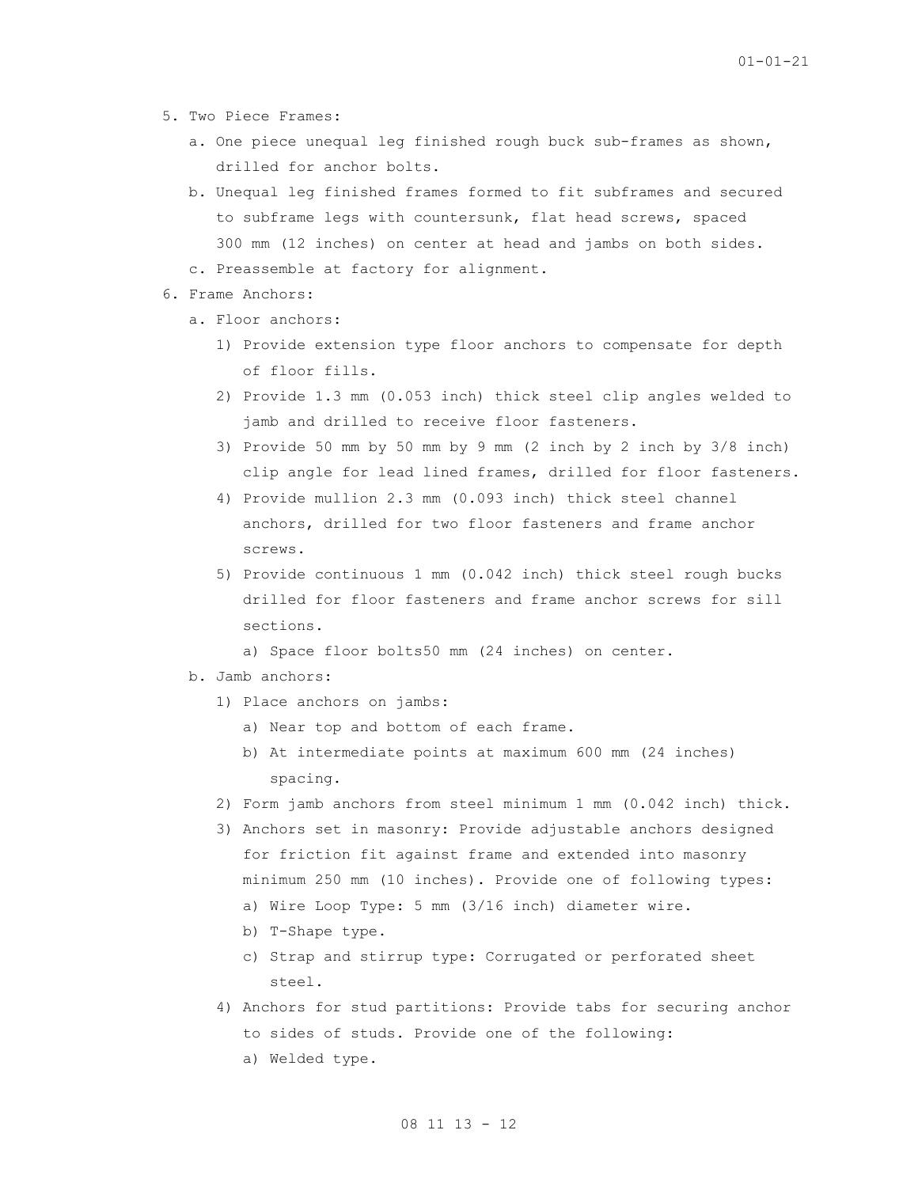5. Two Piece Frames:
   a. One piece unequal leg finished rough buck sub-frames as shown, drilled for anchor bolts.
   b. Unequal leg finished frames formed to fit subframes and secured to subframe legs with countersunk, flat head screws, spaced 300 mm (12 inches) on center at head and jambs on both sides.
   c. Preassemble at factory for alignment.
6. Frame Anchors:
   a. Floor anchors:
      1) Provide extension type floor anchors to compensate for depth of floor fills.
      2) Provide 1.3 mm (0.053 inch) thick steel clip angles welded to jamb and drilled to receive floor fasteners.
      3) Provide 50 mm by 50 mm by 9 mm (2 inch by 2 inch by 3/8 inch) clip angle for lead lined frames, drilled for floor fasteners.
      4) Provide mullion 2.3 mm (0.093 inch) thick steel channel anchors, drilled for two floor fasteners and frame anchor screws.
      5) Provide continuous 1 mm (0.042 inch) thick steel rough bucks drilled for floor fasteners and frame anchor screws for sill sections.
         a) Space floor bolts50 mm (24 inches) on center.
   b. Jamb anchors:
      1) Place anchors on jambs:
         a) Near top and bottom of each frame.
         b) At intermediate points at maximum 600 mm (24 inches) spacing.
      2) Form jamb anchors from steel minimum 1 mm (0.042 inch) thick.
      3) Anchors set in masonry: Provide adjustable anchors designed for friction fit against frame and extended into masonry minimum 250 mm (10 inches). Provide one of following types:
         a) Wire Loop Type: 5 mm (3/16 inch) diameter wire.
         b) T-Shape type.
         c) Strap and stirrup type: Corrugated or perforated sheet steel.
      4) Anchors for stud partitions: Provide tabs for securing anchor to sides of studs. Provide one of the following:
         a) Welded type.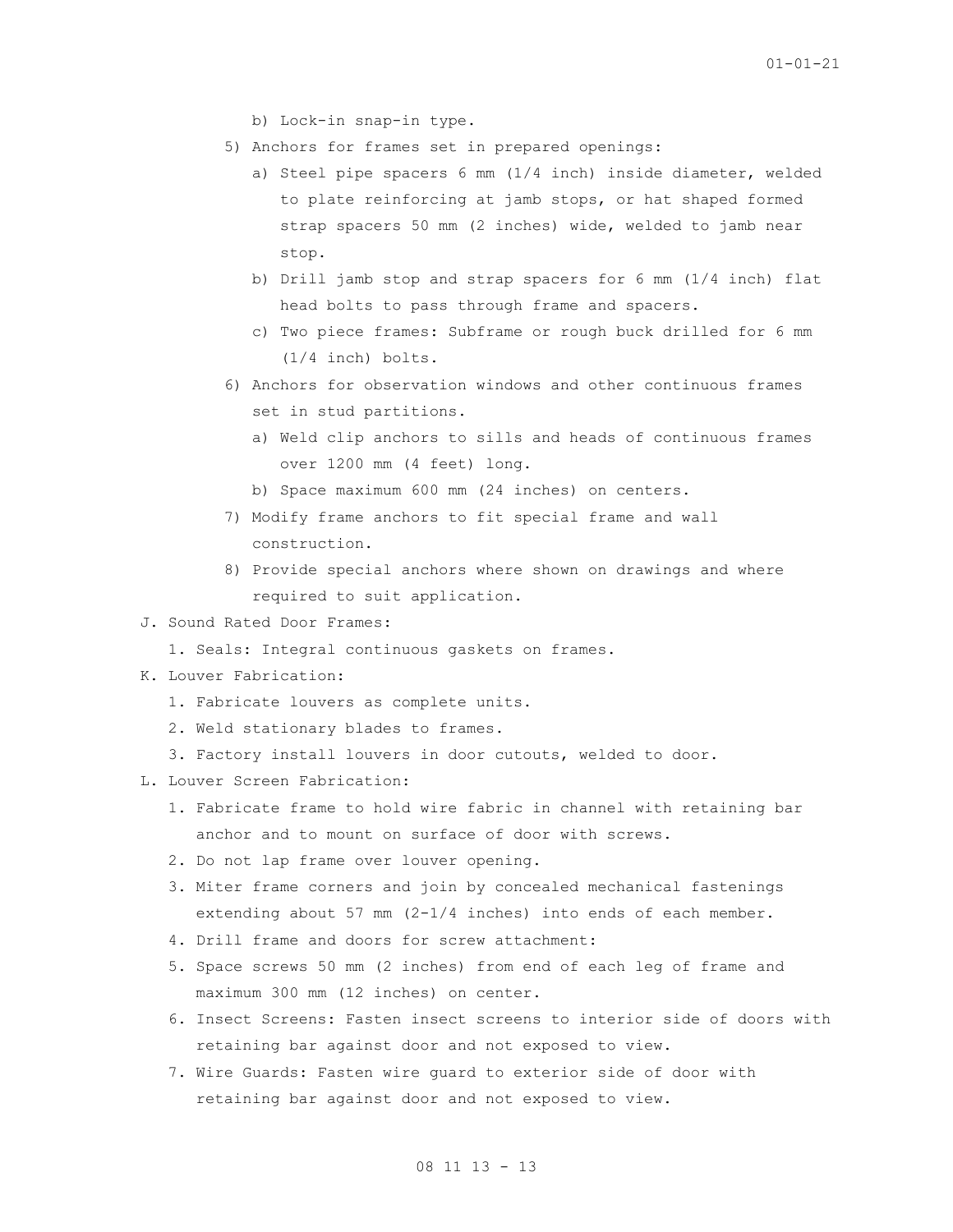b) Lock-in snap-in type.

5) Anchors for frames set in prepared openings:

   a) Steel pipe spacers 6 mm (1/4 inch) inside diameter, welded to plate reinforcing at jamb stops, or hat shaped formed strap spacers 50 mm (2 inches) wide, welded to jamb near stop.

   b) Drill jamb stop and strap spacers for 6 mm (1/4 inch) flat head bolts to pass through frame and spacers.

   c) Two piece frames: Subframe or rough buck drilled for 6 mm (1/4 inch) bolts.

6) Anchors for observation windows and other continuous frames set in stud partitions.

   a) Weld clip anchors to sills and heads of continuous frames over 1200 mm (4 feet) long.

   b) Space maximum 600 mm (24 inches) on centers.

7) Modify frame anchors to fit special frame and wall construction.

8) Provide special anchors where shown on drawings and where required to suit application.

J. Sound Rated Door Frames:

   1. Seals: Integral continuous gaskets on frames.

K. Louver Fabrication:

   1. Fabricate louvers as complete units.
   2. Weld stationary blades to frames.
   3. Factory install louvers in door cutouts, welded to door.

L. Louver Screen Fabrication:

   1. Fabricate frame to hold wire fabric in channel with retaining bar anchor and to mount on surface of door with screws.
   2. Do not lap frame over louver opening.
   3. Miter frame corners and join by concealed mechanical fastenings extending about 57 mm (2-1/4 inches) into ends of each member.
   4. Drill frame and doors for screw attachment:
   5. Space screws 50 mm (2 inches) from end of each leg of frame and maximum 300 mm (12 inches) on center.
   6. Insect Screens: Fasten insect screens to interior side of doors with retaining bar against door and not exposed to view.
   7. Wire Guards: Fasten wire guard to exterior side of door with retaining bar against door and not exposed to view.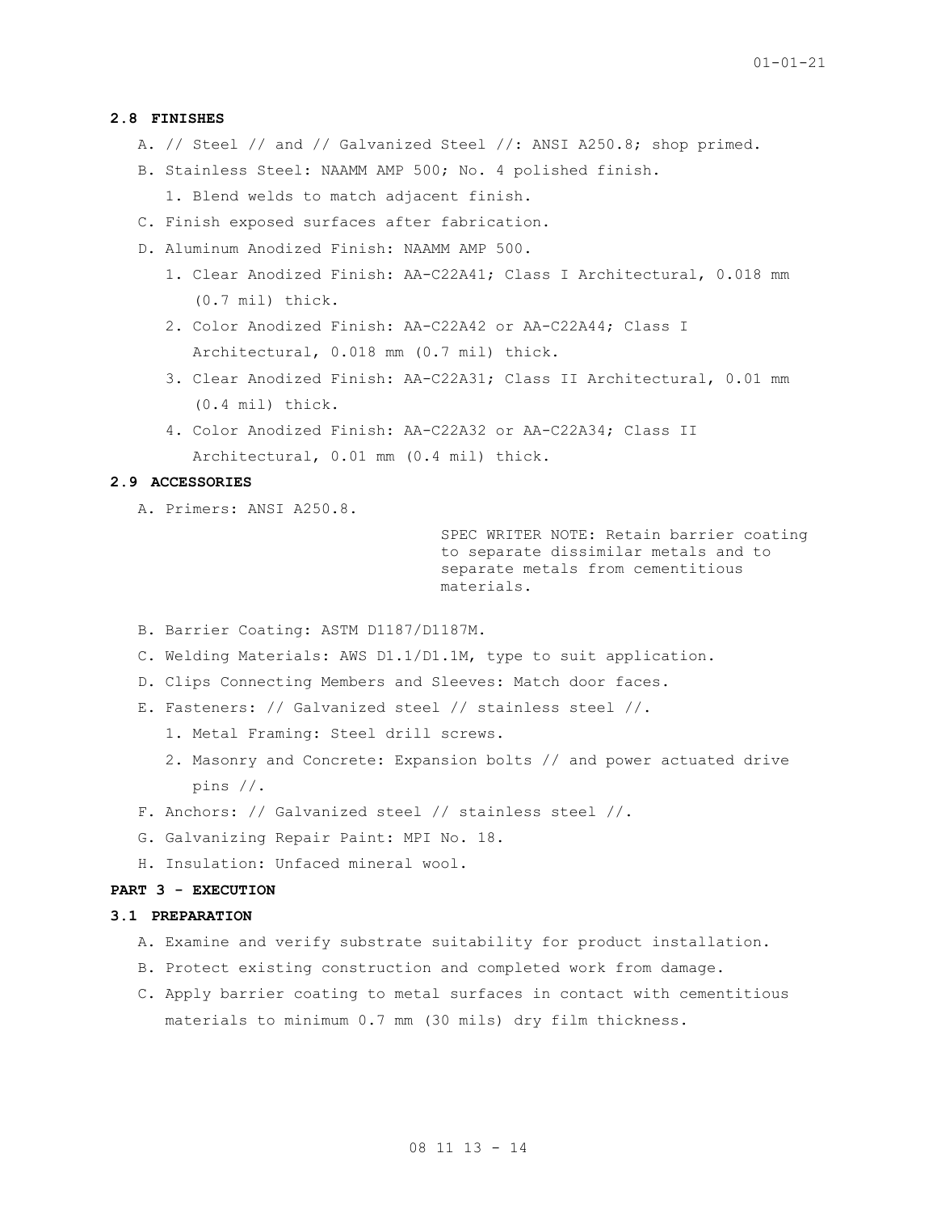### 2.8 FINISHES

A. // Steel // and // Galvanized Steel //: ANSI A250.8; shop primed.

B. Stainless Steel: NAAMM AMP 500; No. 4 polished finish.

   1. Blend welds to match adjacent finish.

C. Finish exposed surfaces after fabrication.

D. Aluminum Anodized Finish: NAAMM AMP 500.

   1. Clear Anodized Finish: AA-C22A41; Class I Architectural, 0.018 mm (0.7 mil) thick.
   2. Color Anodized Finish: AA-C22A42 or AA-C22A44; Class I Architectural, 0.018 mm (0.7 mil) thick.
   3. Clear Anodized Finish: AA-C22A31; Class II Architectural, 0.01 mm (0.4 mil) thick.
   4. Color Anodized Finish: AA-C22A32 or AA-C22A34; Class II Architectural, 0.01 mm (0.4 mil) thick.

### 2.9 ACCESSORIES

A. Primers: ANSI A250.8.

> SPEC WRITER NOTE: Retain barrier coating to separate dissimilar metals and to separate metals from cementitious materials.

B. Barrier Coating: ASTM D1187/D1187M.

C. Welding Materials: AWS D1.1/D1.1M, type to suit application.

D. Clips Connecting Members and Sleeves: Match door faces.

E. Fasteners: // Galvanized steel // stainless steel //.

   1. Metal Framing: Steel drill screws.
   2. Masonry and Concrete: Expansion bolts // and power actuated drive pins //.

F. Anchors: // Galvanized steel // stainless steel //.

G. Galvanizing Repair Paint: MPI No. 18.

H. Insulation: Unfaced mineral wool.

## PART 3 - EXECUTION

### 3.1 PREPARATION

A. Examine and verify substrate suitability for product installation.

B. Protect existing construction and completed work from damage.

C. Apply barrier coating to metal surfaces in contact with cementitious materials to minimum 0.7 mm (30 mils) dry film thickness.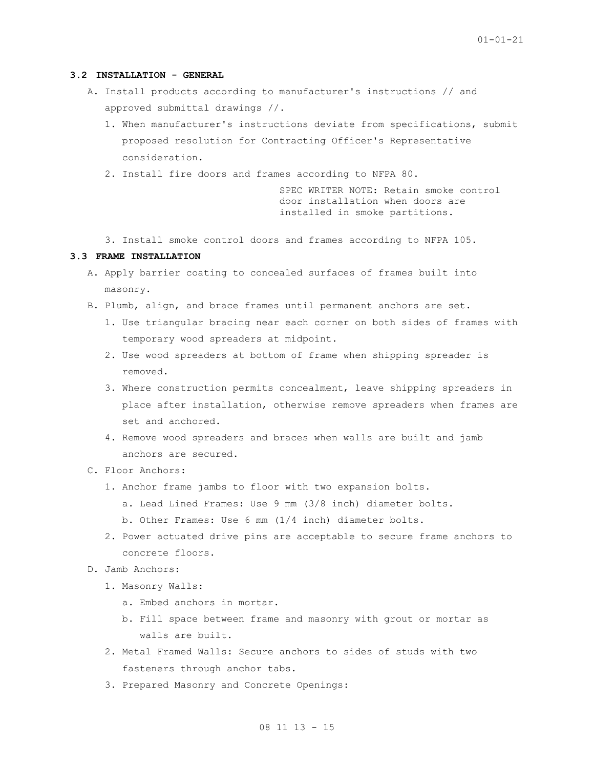### 3.2 INSTALLATION - GENERAL

A. Install products according to manufacturer's instructions // and approved submittal drawings //.

1. When manufacturer's instructions deviate from specifications, submit proposed resolution for Contracting Officer's Representative consideration.
2. Install fire doors and frames according to NFPA 80.

SPEC WRITER NOTE: Retain smoke control door installation when doors are installed in smoke partitions.

3. Install smoke control doors and frames according to NFPA 105.

### 3.3 FRAME INSTALLATION

A. Apply barrier coating to concealed surfaces of frames built into masonry.

B. Plumb, align, and brace frames until permanent anchors are set.

1. Use triangular bracing near each corner on both sides of frames with temporary wood spreaders at midpoint.
2. Use wood spreaders at bottom of frame when shipping spreader is removed.
3. Where construction permits concealment, leave shipping spreaders in place after installation, otherwise remove spreaders when frames are set and anchored.
4. Remove wood spreaders and braces when walls are built and jamb anchors are secured.

C. Floor Anchors:

1. Anchor frame jambs to floor with two expansion bolts.
   a. Lead Lined Frames: Use 9 mm (3/8 inch) diameter bolts.
   b. Other Frames: Use 6 mm (1/4 inch) diameter bolts.
2. Power actuated drive pins are acceptable to secure frame anchors to concrete floors.

D. Jamb Anchors:

1. Masonry Walls:
   a. Embed anchors in mortar.
   b. Fill space between frame and masonry with grout or mortar as walls are built.
2. Metal Framed Walls: Secure anchors to sides of studs with two fasteners through anchor tabs.
3. Prepared Masonry and Concrete Openings: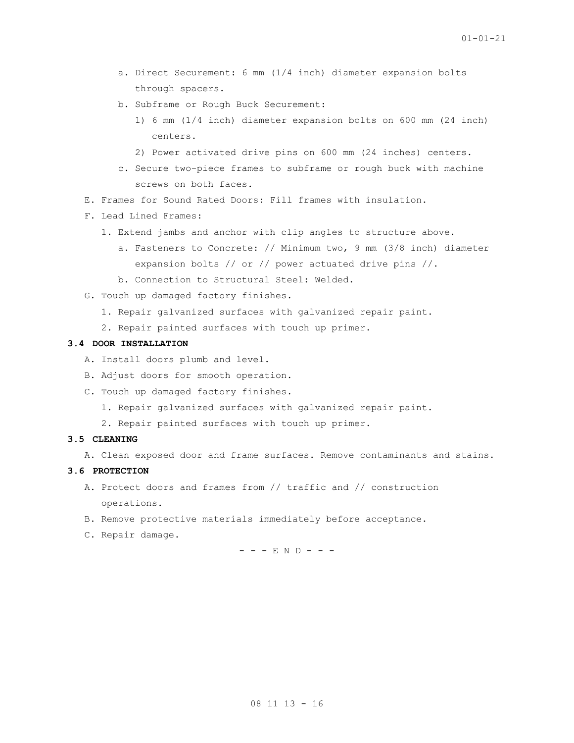a. Direct Securement: 6 mm (1/4 inch) diameter expansion bolts through spacers.

b. Subframe or Rough Buck Securement:

1) 6 mm (1/4 inch) diameter expansion bolts on 600 mm (24 inch) centers.

2) Power activated drive pins on 600 mm (24 inches) centers.

c. Secure two-piece frames to subframe or rough buck with machine screws on both faces.

E. Frames for Sound Rated Doors: Fill frames with insulation.

F. Lead Lined Frames:

1. Extend jambs and anchor with clip angles to structure above.

a. Fasteners to Concrete: // Minimum two, 9 mm (3/8 inch) diameter expansion bolts // or // power actuated drive pins //.

b. Connection to Structural Steel: Welded.

G. Touch up damaged factory finishes.

1. Repair galvanized surfaces with galvanized repair paint.

2. Repair painted surfaces with touch up primer.

**3.4 DOOR INSTALLATION**

A. Install doors plumb and level.

B. Adjust doors for smooth operation.

C. Touch up damaged factory finishes.

1. Repair galvanized surfaces with galvanized repair paint.

2. Repair painted surfaces with touch up primer.

**3.5 CLEANING**

A. Clean exposed door and frame surfaces. Remove contaminants and stains.

**3.6 PROTECTION**

A. Protect doors and frames from // traffic and // construction operations.

B. Remove protective materials immediately before acceptance.

C. Repair damage.

- - - E N D - - -